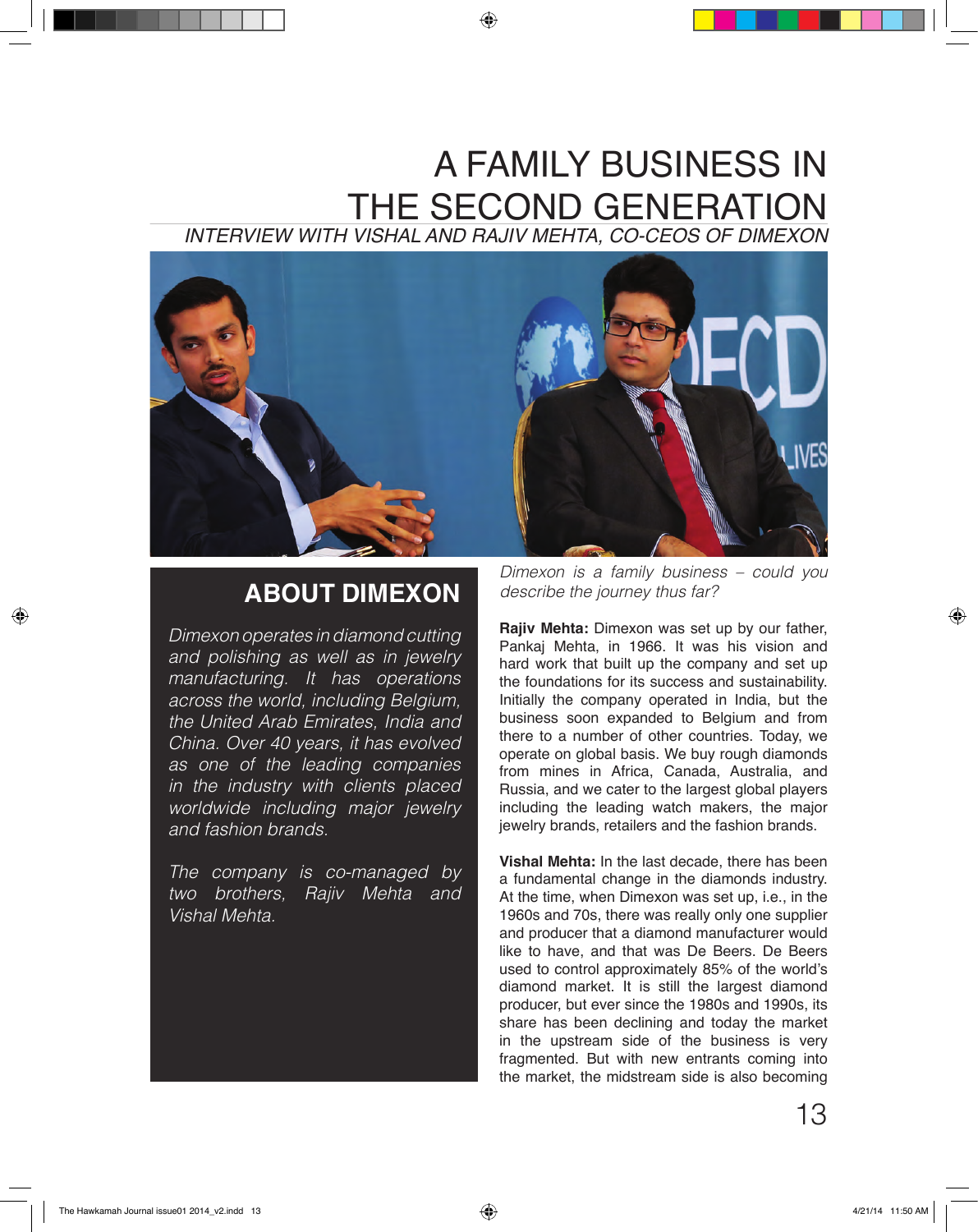# A FAMILY BUSINESS IN THE SECOND GENERATION

*INTERVIEW WITH VISHAL AND RAJIV MEHTA, CO-CEOS OF DIMEXON*

## ABOUT DIMEXON

*Dimexon operates in diamond cutting and polishing as well as in jewelry manufacturing. It has operations across the world, including Belgium, the United Arab Emirates, India and China. Over 40 years, it has evolved as one of the leading companies in the industry with clients placed worldwide including major jewelry and fashion brands.*

*The company is co-managed by two brothers, Rajiv Mehta and Vishal Mehta.*

*Dimexon is a family business – could you describe the journey thus far?*

**Rajiv Mehta:** Dimexon was set up by our father, Pankaj Mehta, in 1966. It was his vision and hard work that built up the company and set up the foundations for its success and sustainability. Initially the company operated in India, but the business soon expanded to Belgium and from there to a number of other countries. Today, we operate on global basis. We buy rough diamonds from mines in Africa, Canada, Australia, and Russia, and we cater to the largest global players including the leading watch makers, the major jewelry brands, retailers and the fashion brands.

**Vishal Mehta:** In the last decade, there has been a fundamental change in the diamonds industry. At the time, when Dimexon was set up, i.e., in the 1960s and 70s, there was really only one supplier and producer that a diamond manufacturer would like to have, and that was De Beers. De Beers used to control approximately 85% of the world's diamond market. It is still the largest diamond producer, but ever since the 1980s and 1990s, its share has been declining and today the market in the upstream side of the business is very fragmented. But with new entrants coming into the market, the midstream side is also becoming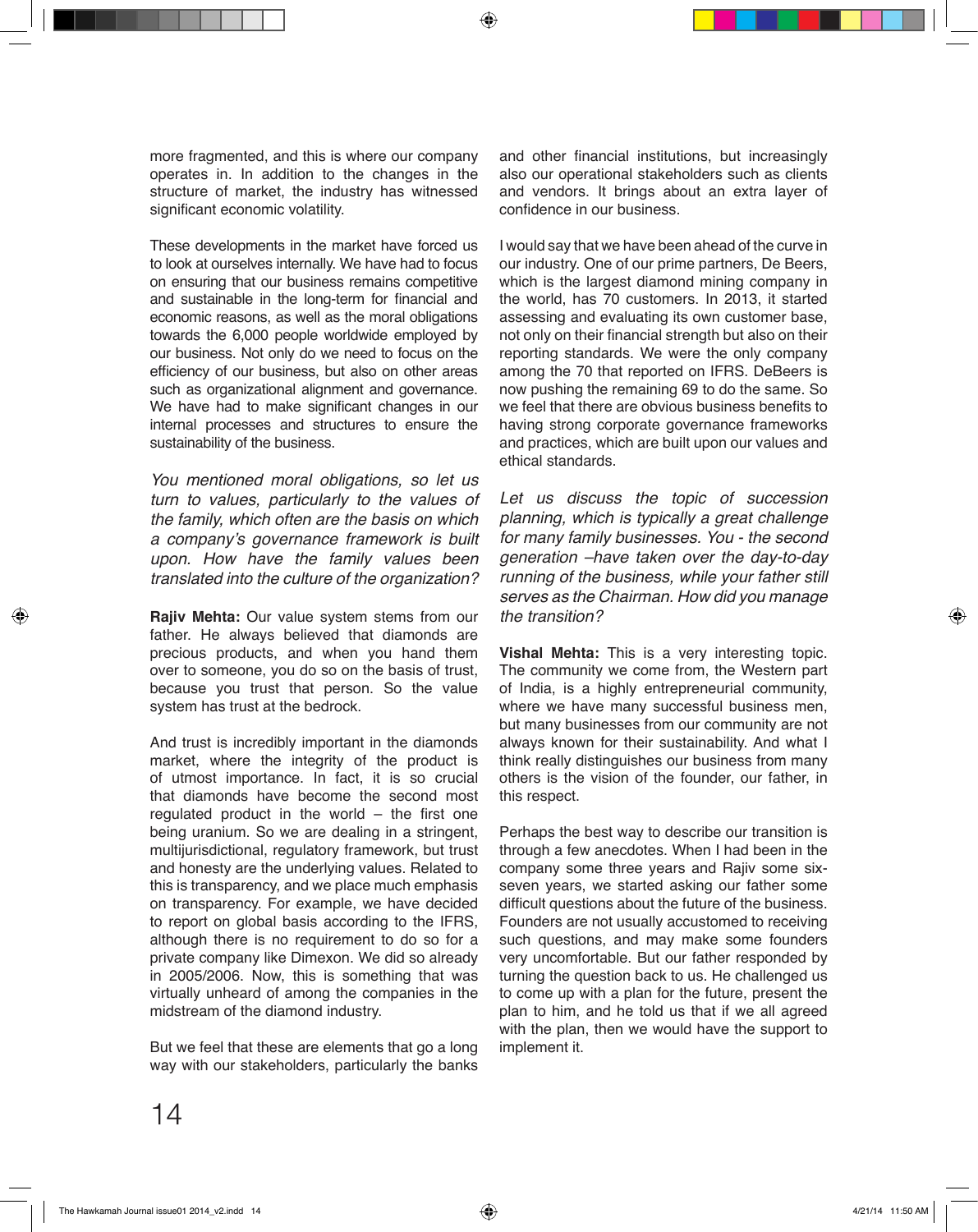more fragmented, and this is where our company operates in. In addition to the changes in the structure of market, the industry has witnessed significant economic volatility.

These developments in the market have forced us to look at ourselves internally. We have had to focus on ensuring that our business remains competitive and sustainable in the long-term for financial and economic reasons, as well as the moral obligations towards the 6,000 people worldwide employed by our business. Not only do we need to focus on the efficiency of our business, but also on other areas such as organizational alignment and governance. We have had to make significant changes in our internal processes and structures to ensure the sustainability of the business.

*You mentioned moral obligations, so let us turn to values, particularly to the values of the family, which often are the basis on which a company's governance framework is built upon. How have the family values been translated into the culture of the organization?*

**Rajiv Mehta:** Our value system stems from our father. He always believed that diamonds are precious products, and when you hand them over to someone, you do so on the basis of trust, because you trust that person. So the value system has trust at the bedrock.

And trust is incredibly important in the diamonds market, where the integrity of the product is of utmost importance. In fact, it is so crucial that diamonds have become the second most regulated product in the world – the first one being uranium. So we are dealing in a stringent, multijurisdictional, regulatory framework, but trust and honesty are the underlying values. Related to this is transparency, and we place much emphasis on transparency. For example, we have decided to report on global basis according to the IFRS, although there is no requirement to do so for a private company like Dimexon. We did so already in 2005/2006. Now, this is something that was virtually unheard of among the companies in the midstream of the diamond industry.

But we feel that these are elements that go a long way with our stakeholders, particularly the banks and other financial institutions, but increasingly also our operational stakeholders such as clients and vendors. It brings about an extra layer of confidence in our business.

I would say that we have been ahead of the curve in our industry. One of our prime partners, De Beers, which is the largest diamond mining company in the world, has 70 customers. In 2013, it started assessing and evaluating its own customer base, not only on their financial strength but also on their reporting standards. We were the only company among the 70 that reported on IFRS. DeBeers is now pushing the remaining 69 to do the same. So we feel that there are obvious business benefits to having strong corporate governance frameworks and practices, which are built upon our values and ethical standards.

*Let us discuss the topic of succession planning, which is typically a great challenge for many family businesses. You - the second generation –have taken over the day-to-day running of the business, while your father still serves as the Chairman. How did you manage the transition?*

**Vishal Mehta:** This is a very interesting topic. The community we come from, the Western part of India, is a highly entrepreneurial community, where we have many successful business men, but many businesses from our community are not always known for their sustainability. And what I think really distinguishes our business from many others is the vision of the founder, our father, in this respect.

Perhaps the best way to describe our transition is through a few anecdotes. When I had been in the company some three years and Rajiv some six-seven years, we started asking our father some difficult questions about the future of the business. Founders are not usually accustomed to receiving such questions, and may make some founders very uncomfortable. But our father responded by turning the question back to us. He challenged us to come up with a plan for the future, present the plan to him, and he told us that if we all agreed with the plan, then we would have the support to implement it.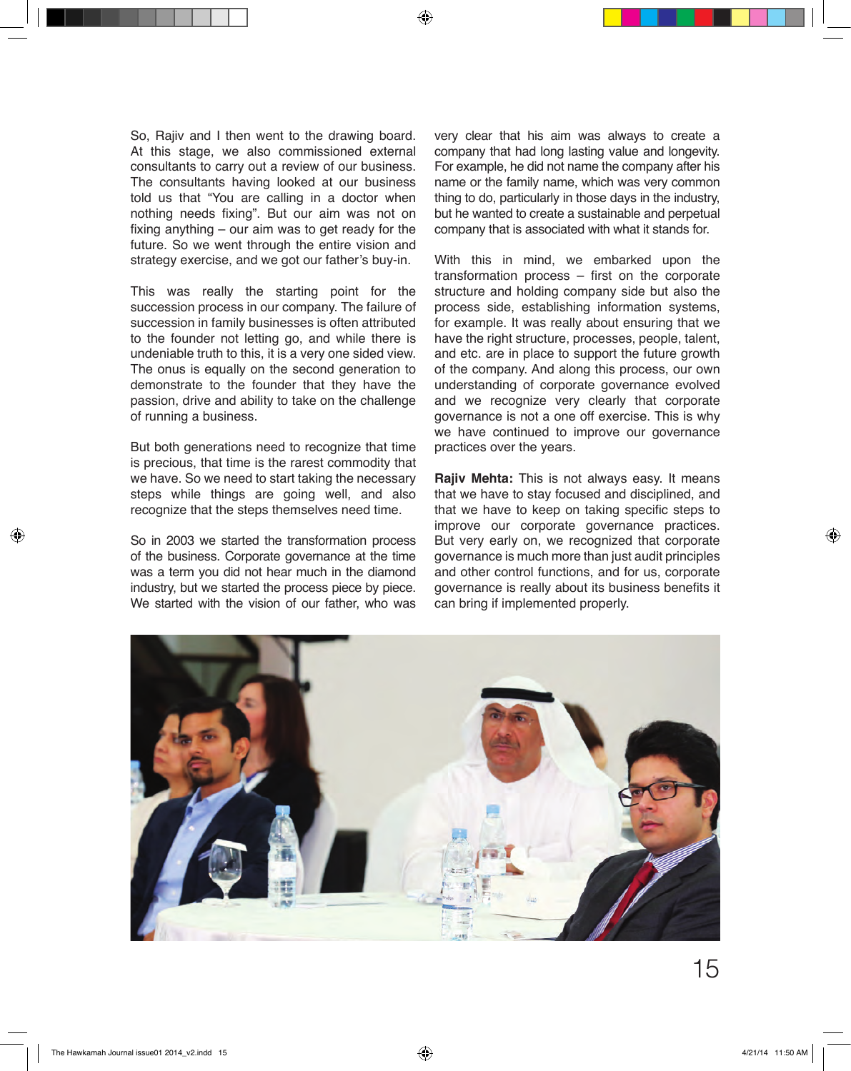So, Rajiv and I then went to the drawing board. At this stage, we also commissioned external consultants to carry out a review of our business. The consultants having looked at our business told us that "You are calling in a doctor when nothing needs fixing". But our aim was not on fixing anything – our aim was to get ready for the future. So we went through the entire vision and strategy exercise, and we got our father's buy-in.

This was really the starting point for the succession process in our company. The failure of succession in family businesses is often attributed to the founder not letting go, and while there is undeniable truth to this, it is a very one sided view. The onus is equally on the second generation to demonstrate to the founder that they have the passion, drive and ability to take on the challenge of running a business.

But both generations need to recognize that time is precious, that time is the rarest commodity that we have. So we need to start taking the necessary steps while things are going well, and also recognize that the steps themselves need time.

So in 2003 we started the transformation process of the business. Corporate governance at the time was a term you did not hear much in the diamond industry, but we started the process piece by piece. We started with the vision of our father, who was very clear that his aim was always to create a company that had long lasting value and longevity. For example, he did not name the company after his name or the family name, which was very common thing to do, particularly in those days in the industry, but he wanted to create a sustainable and perpetual company that is associated with what it stands for.

With this in mind, we embarked upon the transformation process – first on the corporate structure and holding company side but also the process side, establishing information systems, for example. It was really about ensuring that we have the right structure, processes, people, talent, and etc. are in place to support the future growth of the company. And along this process, our own understanding of corporate governance evolved and we recognize very clearly that corporate governance is not a one off exercise. This is why we have continued to improve our governance practices over the years.

**Rajiv Mehta:** This is not always easy. It means that we have to stay focused and disciplined, and that we have to keep on taking specific steps to improve our corporate governance practices. But very early on, we recognized that corporate governance is much more than just audit principles and other control functions, and for us, corporate governance is really about its business benefits it can bring if implemented properly.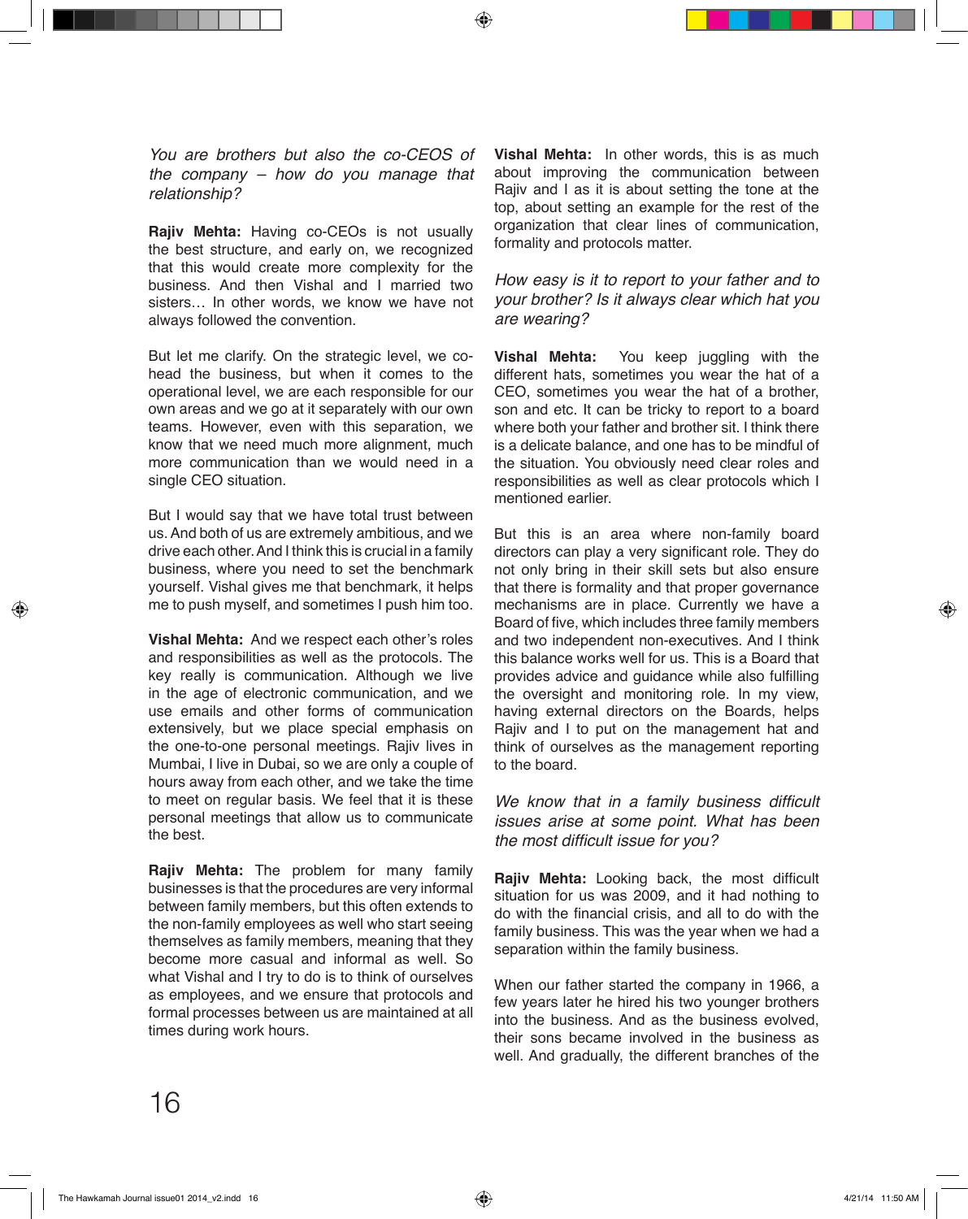*You are brothers but also the co-CEOS of the company – how do you manage that relationship?*

**Rajiv Mehta:** Having co-CEOs is not usually the best structure, and early on, we recognized that this would create more complexity for the business. And then Vishal and I married two sisters… In other words, we know we have not always followed the convention.

But let me clarify. On the strategic level, we co-head the business, but when it comes to the operational level, we are each responsible for our own areas and we go at it separately with our own teams. However, even with this separation, we know that we need much more alignment, much more communication than we would need in a single CEO situation.

But I would say that we have total trust between us. And both of us are extremely ambitious, and we drive each other. And I think this is crucial in a family business, where you need to set the benchmark yourself. Vishal gives me that benchmark, it helps me to push myself, and sometimes I push him too.

**Vishal Mehta:** And we respect each other's roles and responsibilities as well as the protocols. The key really is communication. Although we live in the age of electronic communication, and we use emails and other forms of communication extensively, but we place special emphasis on the one-to-one personal meetings. Rajiv lives in Mumbai, I live in Dubai, so we are only a couple of hours away from each other, and we take the time to meet on regular basis. We feel that it is these personal meetings that allow us to communicate the best.

**Rajiv Mehta:** The problem for many family businesses is that the procedures are very informal between family members, but this often extends to the non-family employees as well who start seeing themselves as family members, meaning that they become more casual and informal as well. So what Vishal and I try to do is to think of ourselves as employees, and we ensure that protocols and formal processes between us are maintained at all times during work hours.

**Vishal Mehta:** In other words, this is as much about improving the communication between Rajiv and I as it is about setting the tone at the top, about setting an example for the rest of the organization that clear lines of communication, formality and protocols matter.

*How easy is it to report to your father and to your brother? Is it always clear which hat you are wearing?*

**Vishal Mehta:** You keep juggling with the different hats, sometimes you wear the hat of a CEO, sometimes you wear the hat of a brother, son and etc. It can be tricky to report to a board where both your father and brother sit. I think there is a delicate balance, and one has to be mindful of the situation. You obviously need clear roles and responsibilities as well as clear protocols which I mentioned earlier.

But this is an area where non-family board directors can play a very significant role. They do not only bring in their skill sets but also ensure that there is formality and that proper governance mechanisms are in place. Currently we have a Board of five, which includes three family members and two independent non-executives. And I think this balance works well for us. This is a Board that provides advice and guidance while also fulfilling the oversight and monitoring role. In my view, having external directors on the Boards, helps Rajiv and I to put on the management hat and think of ourselves as the management reporting to the board.

*We know that in a family business difficult issues arise at some point. What has been the most difficult issue for you?*

**Rajiv Mehta:** Looking back, the most difficult situation for us was 2009, and it had nothing to do with the financial crisis, and all to do with the family business. This was the year when we had a separation within the family business.

When our father started the company in 1966, a few years later he hired his two younger brothers into the business. And as the business evolved, their sons became involved in the business as well. And gradually, the different branches of the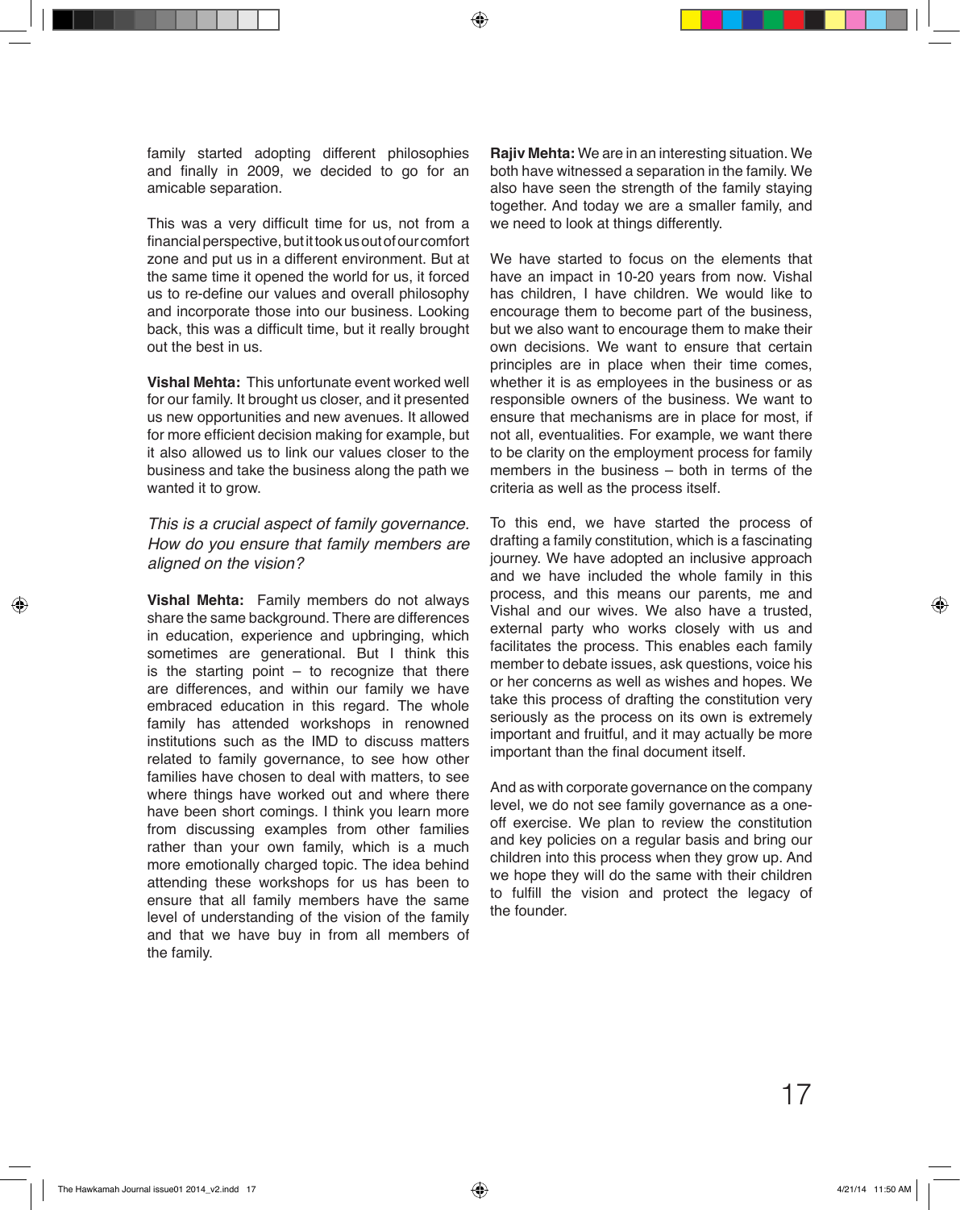family started adopting different philosophies and finally in 2009, we decided to go for an amicable separation.

This was a very difficult time for us, not from a financial perspective, but it took us out of our comfort zone and put us in a different environment. But at the same time it opened the world for us, it forced us to re-define our values and overall philosophy and incorporate those into our business. Looking back, this was a difficult time, but it really brought out the best in us.

**Vishal Mehta:** This unfortunate event worked well for our family. It brought us closer, and it presented us new opportunities and new avenues. It allowed for more efficient decision making for example, but it also allowed us to link our values closer to the business and take the business along the path we wanted it to grow.

*This is a crucial aspect of family governance. How do you ensure that family members are aligned on the vision?*

**Vishal Mehta:** Family members do not always share the same background. There are differences in education, experience and upbringing, which sometimes are generational. But I think this is the starting point – to recognize that there are differences, and within our family we have embraced education in this regard. The whole family has attended workshops in renowned institutions such as the IMD to discuss matters related to family governance, to see how other families have chosen to deal with matters, to see where things have worked out and where there have been short comings. I think you learn more from discussing examples from other families rather than your own family, which is a much more emotionally charged topic. The idea behind attending these workshops for us has been to ensure that all family members have the same level of understanding of the vision of the family and that we have buy in from all members of the family.

**Rajiv Mehta:** We are in an interesting situation. We both have witnessed a separation in the family. We also have seen the strength of the family staying together. And today we are a smaller family, and we need to look at things differently.

We have started to focus on the elements that have an impact in 10-20 years from now. Vishal has children, I have children. We would like to encourage them to become part of the business, but we also want to encourage them to make their own decisions. We want to ensure that certain principles are in place when their time comes, whether it is as employees in the business or as responsible owners of the business. We want to ensure that mechanisms are in place for most, if not all, eventualities. For example, we want there to be clarity on the employment process for family members in the business – both in terms of the criteria as well as the process itself.

To this end, we have started the process of drafting a family constitution, which is a fascinating journey. We have adopted an inclusive approach and we have included the whole family in this process, and this means our parents, me and Vishal and our wives. We also have a trusted, external party who works closely with us and facilitates the process. This enables each family member to debate issues, ask questions, voice his or her concerns as well as wishes and hopes. We take this process of drafting the constitution very seriously as the process on its own is extremely important and fruitful, and it may actually be more important than the final document itself.

And as with corporate governance on the company level, we do not see family governance as a one-off exercise. We plan to review the constitution and key policies on a regular basis and bring our children into this process when they grow up. And we hope they will do the same with their children to fulfill the vision and protect the legacy of the founder.